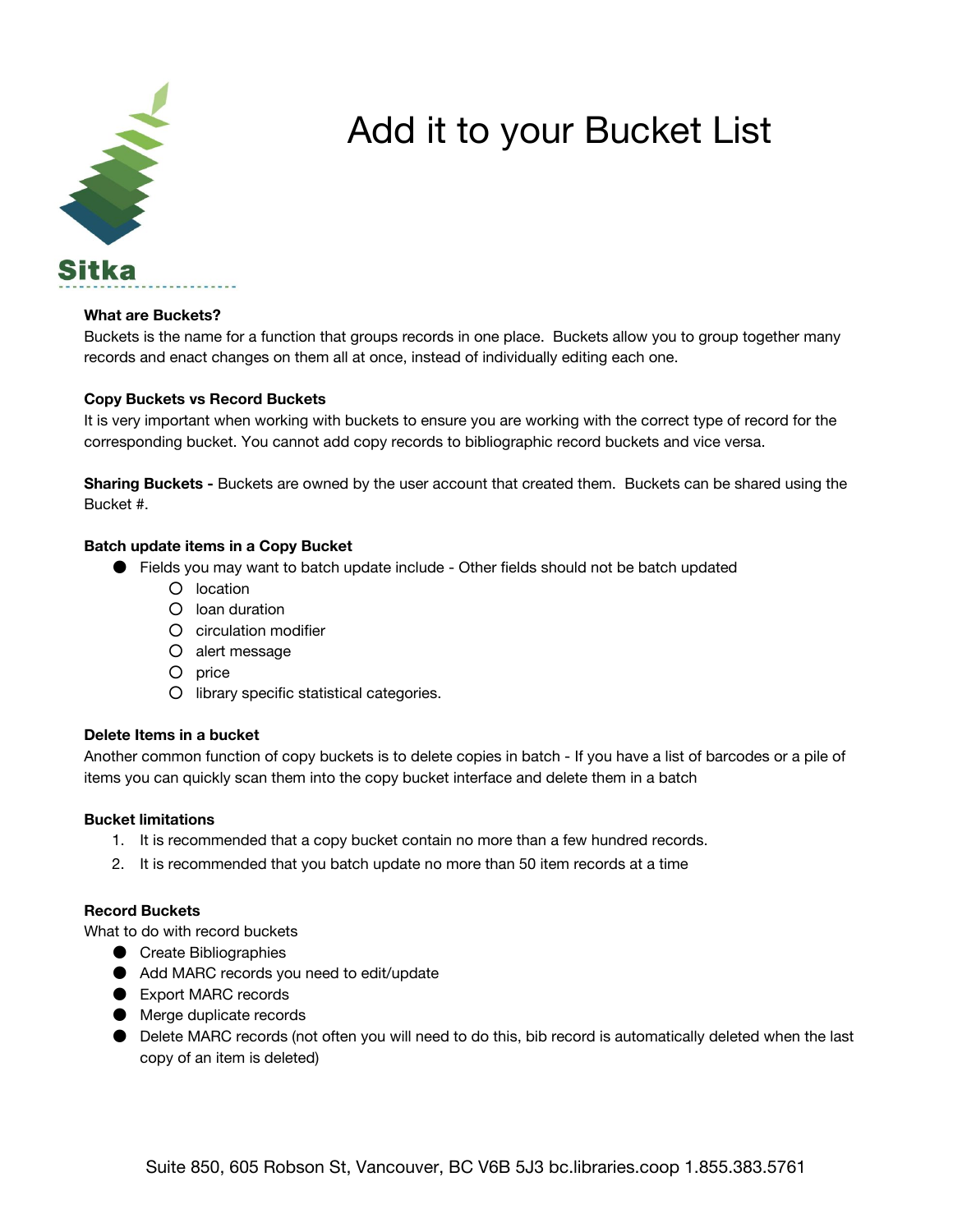Sitka

# Add it to your Bucket List

**What are Buckets?**

Buckets is the name for a function that groups records in one place. Buckets allow you to group together many records and enact changes on them all at once, instead of individually editing each one.

**Copy Buckets vs Record Buckets**

It is very important when working with buckets to ensure you are working with the correct type of record for the corresponding bucket. You cannot add copy records to bibliographic record buckets and vice versa.

**Sharing Buckets -** Buckets are owned by the user account that created them. Buckets can be shared using the Bucket #.

**Batch update items in a Copy Bucket**

- Fields you may want to batch update include - Other fields should not be batch updated
  - location
  - loan duration
  - circulation modifier
  - alert message
  - price
  - library specific statistical categories.

**Delete Items in a bucket**

Another common function of copy buckets is to delete copies in batch - If you have a list of barcodes or a pile of items you can quickly scan them into the copy bucket interface and delete them in a batch

**Bucket limitations**

1. It is recommended that a copy bucket contain no more than a few hundred records.
2. It is recommended that you batch update no more than 50 item records at a time

**Record Buckets**

What to do with record buckets

- Create Bibliographies
- Add MARC records you need to edit/update
- Export MARC records
- Merge duplicate records
- Delete MARC records (not often you will need to do this, bib record is automatically deleted when the last copy of an item is deleted)

Suite 850, 605 Robson St, Vancouver, BC V6B 5J3 bc.libraries.coop 1.855.383.5761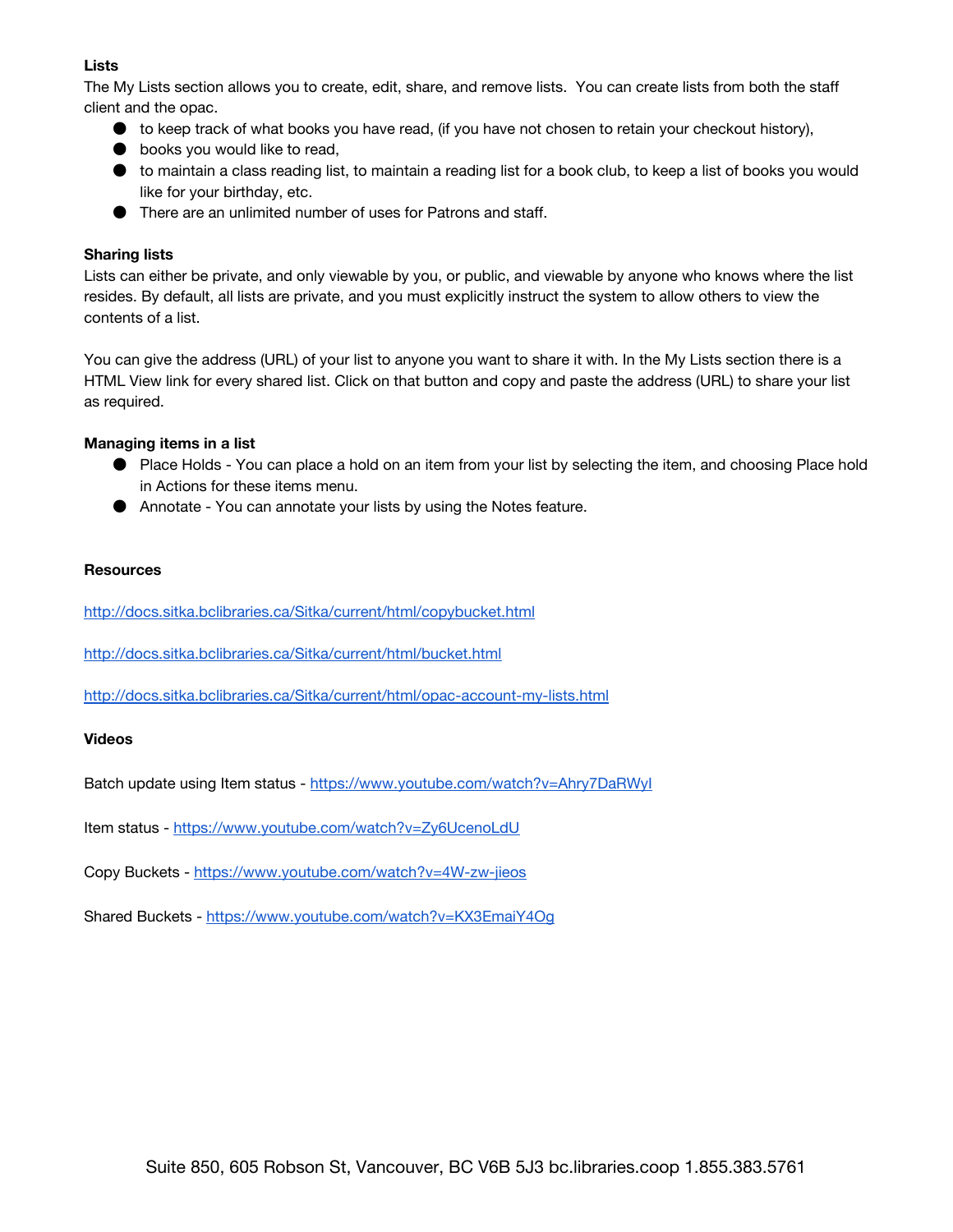**Lists**

The My Lists section allows you to create, edit, share, and remove lists. You can create lists from both the staff client and the opac.

- to keep track of what books you have read, (if you have not chosen to retain your checkout history),
- books you would like to read,
- to maintain a class reading list, to maintain a reading list for a book club, to keep a list of books you would like for your birthday, etc.
- There are an unlimited number of uses for Patrons and staff.

**Sharing lists**

Lists can either be private, and only viewable by you, or public, and viewable by anyone who knows where the list resides. By default, all lists are private, and you must explicitly instruct the system to allow others to view the contents of a list.

You can give the address (URL) of your list to anyone you want to share it with. In the My Lists section there is a HTML View link for every shared list. Click on that button and copy and paste the address (URL) to share your list as required.

**Managing items in a list**

- Place Holds - You can place a hold on an item from your list by selecting the item, and choosing Place hold in Actions for these items menu.
- Annotate - You can annotate your lists by using the Notes feature.

**Resources**

http://docs.sitka.bclibraries.ca/Sitka/current/html/copybucket.html

http://docs.sitka.bclibraries.ca/Sitka/current/html/bucket.html

http://docs.sitka.bclibraries.ca/Sitka/current/html/opac-account-my-lists.html

**Videos**

Batch update using Item status - https://www.youtube.com/watch?v=Ahry7DaRWyI

Item status - https://www.youtube.com/watch?v=Zy6UcenoLdU

Copy Buckets - https://www.youtube.com/watch?v=4W-zw-jieos

Shared Buckets - https://www.youtube.com/watch?v=KX3EmaiY4Og

Suite 850, 605 Robson St, Vancouver, BC V6B 5J3 bc.libraries.coop 1.855.383.5761